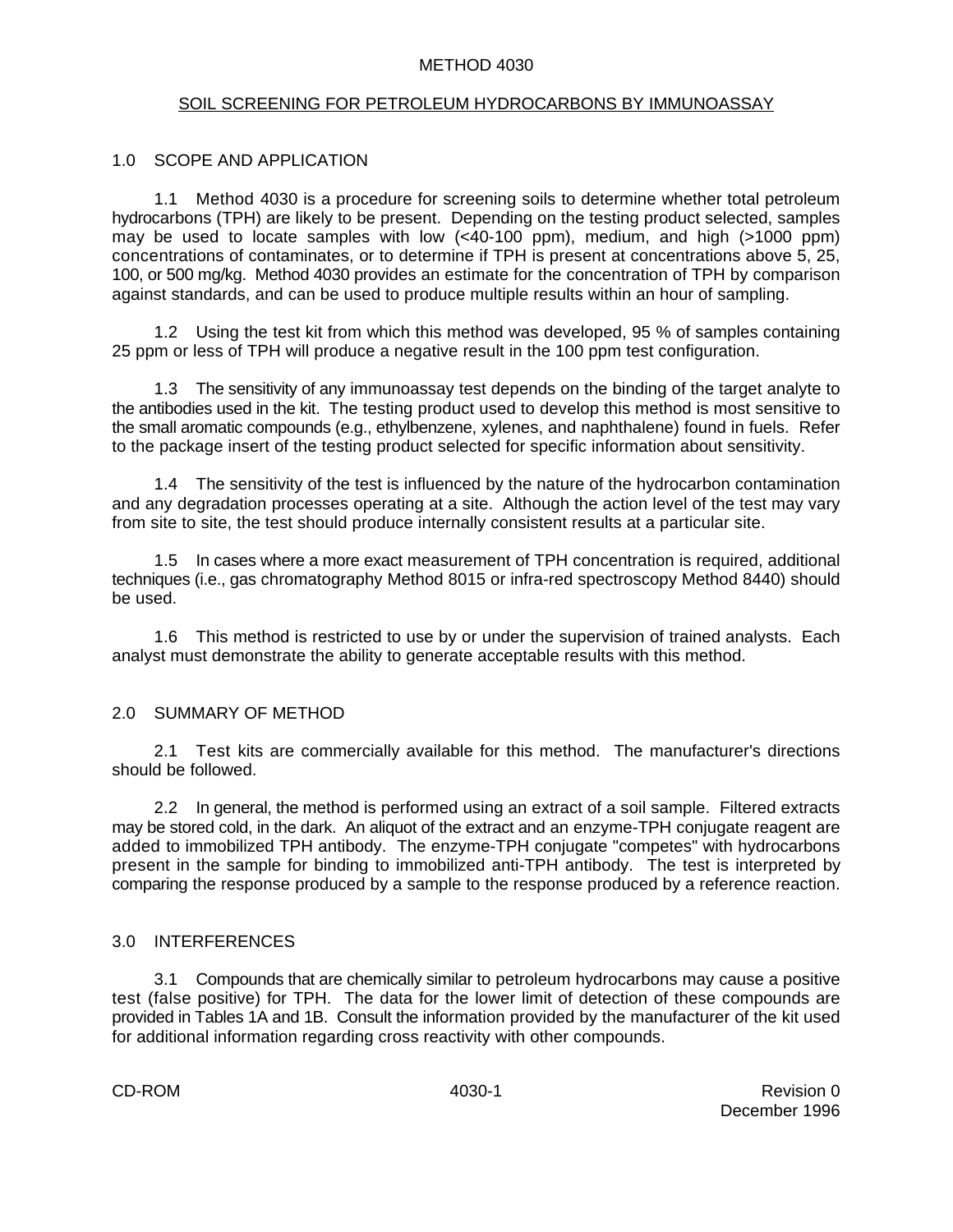# METHOD 4030

## SOIL SCREENING FOR PETROLEUM HYDROCARBONS BY IMMUNOASSAY

### 1.0 SCOPE AND APPLICATION

1.1 Method 4030 is a procedure for screening soils to determine whether total petroleum hydrocarbons (TPH) are likely to be present. Depending on the testing product selected, samples may be used to locate samples with low (<40-100 ppm), medium, and high (>1000 ppm) concentrations of contaminates, or to determine if TPH is present at concentrations above 5, 25, 100, or 500 mg/kg. Method 4030 provides an estimate for the concentration of TPH by comparison against standards, and can be used to produce multiple results within an hour of sampling.

1.2 Using the test kit from which this method was developed, 95 % of samples containing 25 ppm or less of TPH will produce a negative result in the 100 ppm test configuration.

1.3 The sensitivity of any immunoassay test depends on the binding of the target analyte to the antibodies used in the kit. The testing product used to develop this method is most sensitive to the small aromatic compounds (e.g., ethylbenzene, xylenes, and naphthalene) found in fuels. Refer to the package insert of the testing product selected for specific information about sensitivity.

1.4 The sensitivity of the test is influenced by the nature of the hydrocarbon contamination and any degradation processes operating at a site. Although the action level of the test may vary from site to site, the test should produce internally consistent results at a particular site.

1.5 In cases where a more exact measurement of TPH concentration is required, additional techniques (i.e., gas chromatography Method 8015 or infra-red spectroscopy Method 8440) should be used.

1.6 This method is restricted to use by or under the supervision of trained analysts. Each analyst must demonstrate the ability to generate acceptable results with this method.

### 2.0 SUMMARY OF METHOD

2.1 Test kits are commercially available for this method. The manufacturer's directions should be followed.

2.2 In general, the method is performed using an extract of a soil sample. Filtered extracts may be stored cold, in the dark. An aliquot of the extract and an enzyme-TPH conjugate reagent are added to immobilized TPH antibody. The enzyme-TPH conjugate "competes" with hydrocarbons present in the sample for binding to immobilized anti-TPH antibody. The test is interpreted by comparing the response produced by a sample to the response produced by a reference reaction.

### 3.0 INTERFERENCES

3.1 Compounds that are chemically similar to petroleum hydrocarbons may cause a positive test (false positive) for TPH. The data for the lower limit of detection of these compounds are provided in Tables 1A and 1B. Consult the information provided by the manufacturer of the kit used for additional information regarding cross reactivity with other compounds.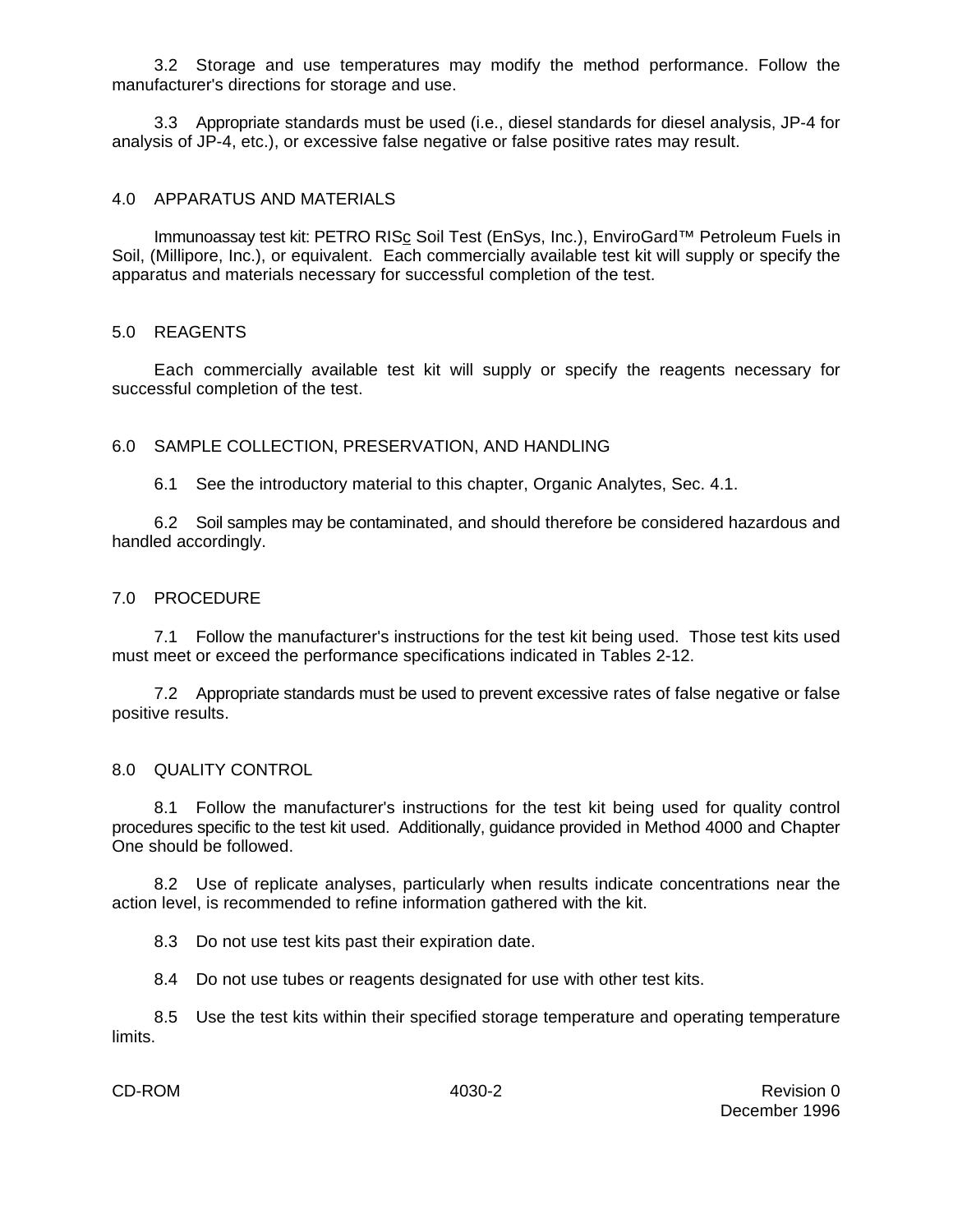3.2 Storage and use temperatures may modify the method performance. Follow the manufacturer's directions for storage and use.

3.3 Appropriate standards must be used (i.e., diesel standards for diesel analysis, JP-4 for analysis of JP-4, etc.), or excessive false negative or false positive rates may result.

## 4.0 APPARATUS AND MATERIALS

Immunoassay test kit: PETRO RISc Soil Test (EnSys, Inc.), EnviroGard™ Petroleum Fuels in Soil, (Millipore, Inc.), or equivalent. Each commercially available test kit will supply or specify the apparatus and materials necessary for successful completion of the test.

## 5.0 REAGENTS

Each commercially available test kit will supply or specify the reagents necessary for successful completion of the test.

## 6.0 SAMPLE COLLECTION, PRESERVATION, AND HANDLING

6.1 See the introductory material to this chapter, Organic Analytes, Sec. 4.1.

6.2 Soil samples may be contaminated, and should therefore be considered hazardous and handled accordingly.

## 7.0 PROCEDURE

7.1 Follow the manufacturer's instructions for the test kit being used. Those test kits used must meet or exceed the performance specifications indicated in Tables 2-12.

7.2 Appropriate standards must be used to prevent excessive rates of false negative or false positive results.

## 8.0 QUALITY CONTROL

8.1 Follow the manufacturer's instructions for the test kit being used for quality control procedures specific to the test kit used. Additionally, guidance provided in Method 4000 and Chapter One should be followed.

8.2 Use of replicate analyses, particularly when results indicate concentrations near the action level, is recommended to refine information gathered with the kit.

8.3 Do not use test kits past their expiration date.

8.4 Do not use tubes or reagents designated for use with other test kits.

8.5 Use the test kits within their specified storage temperature and operating temperature limits.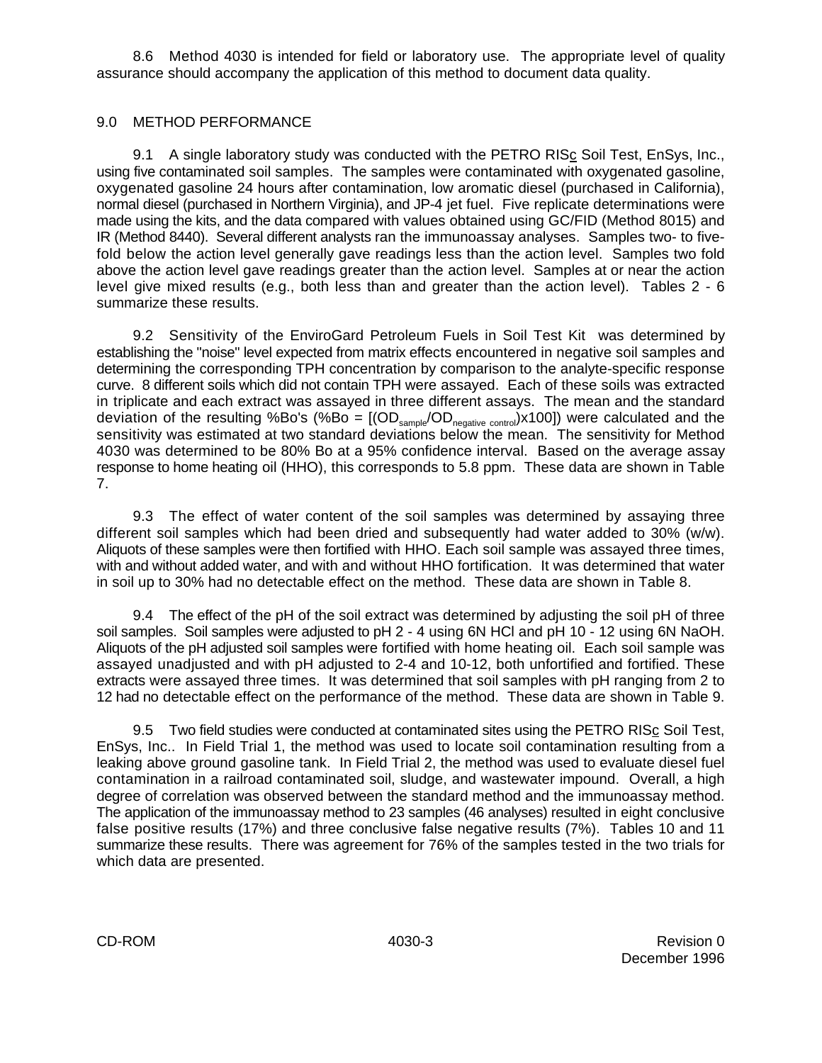8.6 Method 4030 is intended for field or laboratory use. The appropriate level of quality assurance should accompany the application of this method to document data quality.

## 9.0 METHOD PERFORMANCE

9.1 A single laboratory study was conducted with the PETRO RISc Soil Test, EnSys, Inc., using five contaminated soil samples. The samples were contaminated with oxygenated gasoline, oxygenated gasoline 24 hours after contamination, low aromatic diesel (purchased in California), normal diesel (purchased in Northern Virginia), and JP-4 jet fuel. Five replicate determinations were made using the kits, and the data compared with values obtained using GC/FID (Method 8015) and IR (Method 8440). Several different analysts ran the immunoassay analyses. Samples two- to five-fold below the action level generally gave readings less than the action level. Samples two fold above the action level gave readings greater than the action level. Samples at or near the action level give mixed results (e.g., both less than and greater than the action level). Tables 2 - 6 summarize these results.

9.2 Sensitivity of the EnviroGard Petroleum Fuels in Soil Test Kit was determined by establishing the "noise" level expected from matrix effects encountered in negative soil samples and determining the corresponding TPH concentration by comparison to the analyte-specific response curve. 8 different soils which did not contain TPH were assayed. Each of these soils was extracted in triplicate and each extract was assayed in three different assays. The mean and the standard deviation of the resulting %Bo's (%Bo = $[(OD_{sample}/OD_{negative\ control})x100]$) were calculated and the sensitivity was estimated at two standard deviations below the mean. The sensitivity for Method 4030 was determined to be 80% Bo at a 95% confidence interval. Based on the average assay response to home heating oil (HHO), this corresponds to 5.8 ppm. These data are shown in Table 7.

9.3 The effect of water content of the soil samples was determined by assaying three different soil samples which had been dried and subsequently had water added to 30% (w/w). Aliquots of these samples were then fortified with HHO. Each soil sample was assayed three times, with and without added water, and with and without HHO fortification. It was determined that water in soil up to 30% had no detectable effect on the method. These data are shown in Table 8.

9.4 The effect of the pH of the soil extract was determined by adjusting the soil pH of three soil samples. Soil samples were adjusted to pH 2 - 4 using 6N HCl and pH 10 - 12 using 6N NaOH. Aliquots of the pH adjusted soil samples were fortified with home heating oil. Each soil sample was assayed unadjusted and with pH adjusted to 2-4 and 10-12, both unfortified and fortified. These extracts were assayed three times. It was determined that soil samples with pH ranging from 2 to 12 had no detectable effect on the performance of the method. These data are shown in Table 9.

9.5 Two field studies were conducted at contaminated sites using the PETRO RISc Soil Test, EnSys, Inc.. In Field Trial 1, the method was used to locate soil contamination resulting from a leaking above ground gasoline tank. In Field Trial 2, the method was used to evaluate diesel fuel contamination in a railroad contaminated soil, sludge, and wastewater impound. Overall, a high degree of correlation was observed between the standard method and the immunoassay method. The application of the immunoassay method to 23 samples (46 analyses) resulted in eight conclusive false positive results (17%) and three conclusive false negative results (7%). Tables 10 and 11 summarize these results. There was agreement for 76% of the samples tested in the two trials for which data are presented.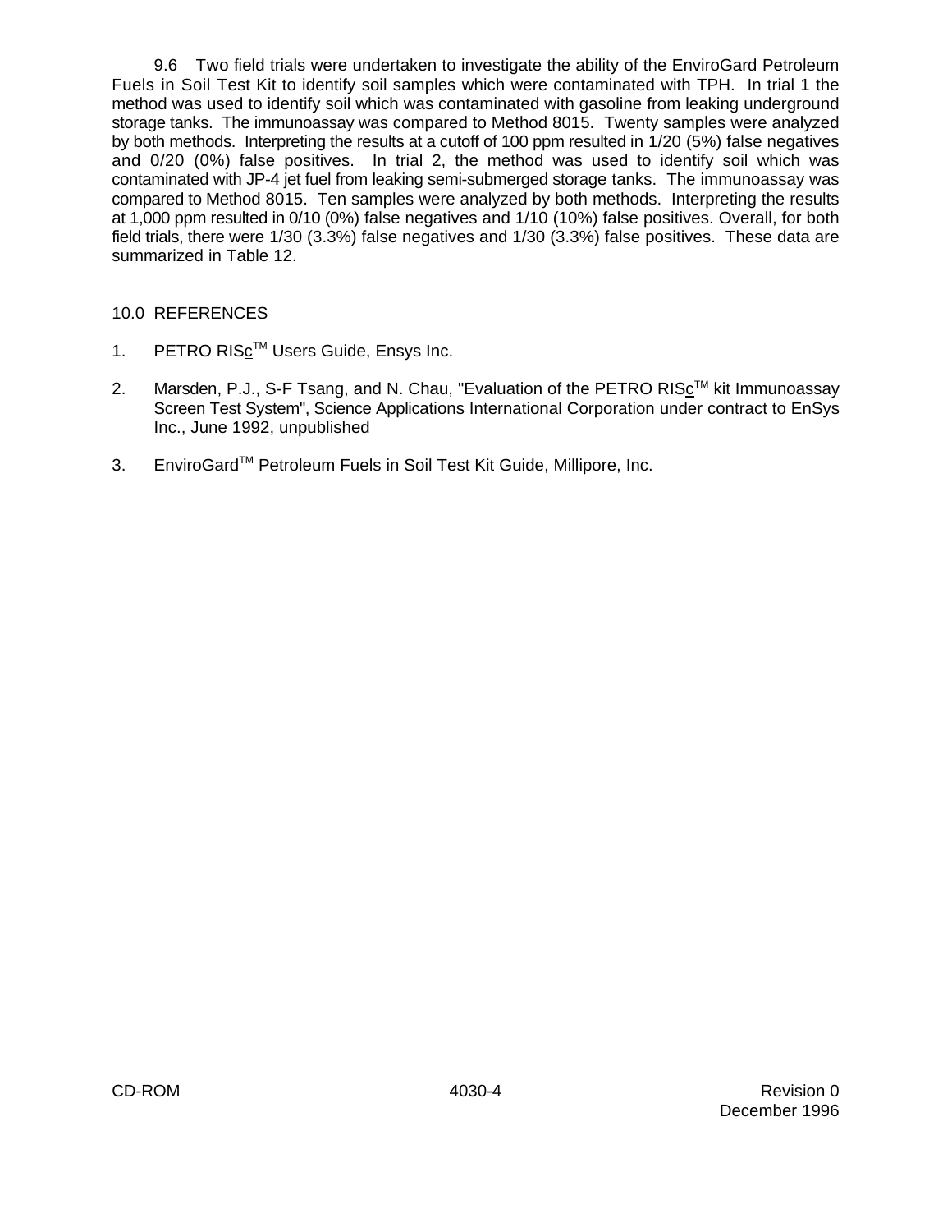9.6 Two field trials were undertaken to investigate the ability of the EnviroGard Petroleum Fuels in Soil Test Kit to identify soil samples which were contaminated with TPH. In trial 1 the method was used to identify soil which was contaminated with gasoline from leaking underground storage tanks. The immunoassay was compared to Method 8015. Twenty samples were analyzed by both methods. Interpreting the results at a cutoff of 100 ppm resulted in 1/20 (5%) false negatives and 0/20 (0%) false positives. In trial 2, the method was used to identify soil which was contaminated with JP-4 jet fuel from leaking semi-submerged storage tanks. The immunoassay was compared to Method 8015. Ten samples were analyzed by both methods. Interpreting the results at 1,000 ppm resulted in 0/10 (0%) false negatives and 1/10 (10%) false positives. Overall, for both field trials, there were 1/30 (3.3%) false negatives and 1/30 (3.3%) false positives. These data are summarized in Table 12.

## 10.0 REFERENCES

1. PETRO RIS<u>c</u>™ Users Guide, Ensys Inc.

2. Marsden, P.J., S-F Tsang, and N. Chau, "Evaluation of the PETRO RIS<u>c</u>™ kit Immunoassay Screen Test System", Science Applications International Corporation under contract to EnSys Inc., June 1992, unpublished

3. EnviroGard™ Petroleum Fuels in Soil Test Kit Guide, Millipore, Inc.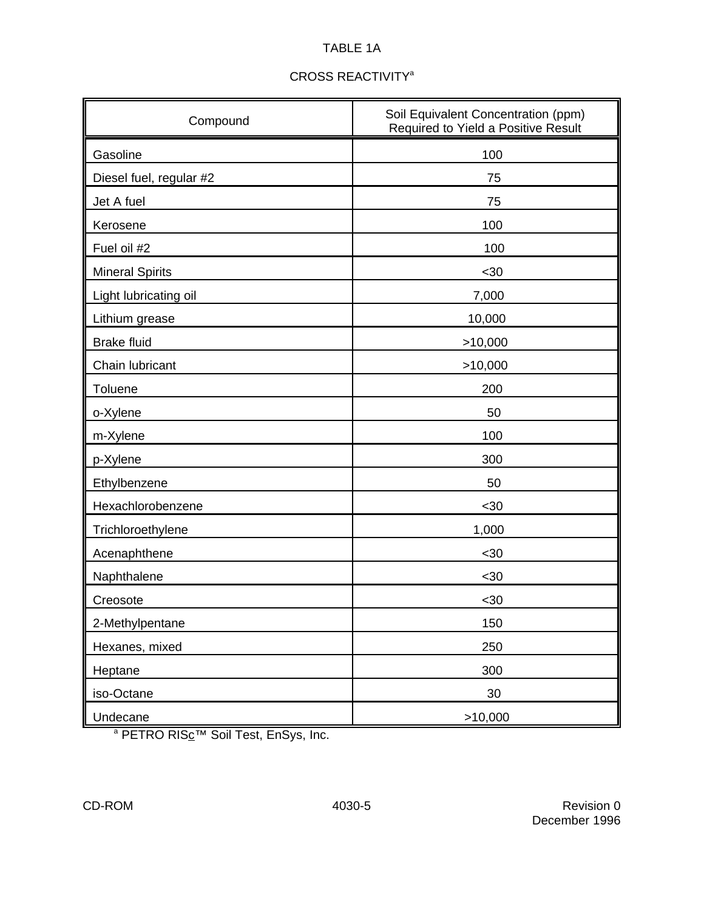TABLE 1A

CROSS REACTIVITY[a]

| Compound | Soil Equivalent Concentration (ppm) Required to Yield a Positive Result |
|---|---|
| Gasoline | 100 |
| Diesel fuel, regular #2 | 75 |
| Jet A fuel | 75 |
| Kerosene | 100 |
| Fuel oil #2 | 100 |
| Mineral Spirits | <30 |
| Light lubricating oil | 7,000 |
| Lithium grease | 10,000 |
| Brake fluid | >10,000 |
| Chain lubricant | >10,000 |
| Toluene | 200 |
| o-Xylene | 50 |
| m-Xylene | 100 |
| p-Xylene | 300 |
| Ethylbenzene | 50 |
| Hexachlorobenzene | <30 |
| Trichloroethylene | 1,000 |
| Acenaphthene | <30 |
| Naphthalene | <30 |
| Creosote | <30 |
| 2-Methylpentane | 150 |
| Hexanes, mixed | 250 |
| Heptane | 300 |
| iso-Octane | 30 |
| Undecane | >10,000 |

[a] PETRO RISc™ Soil Test, EnSys, Inc.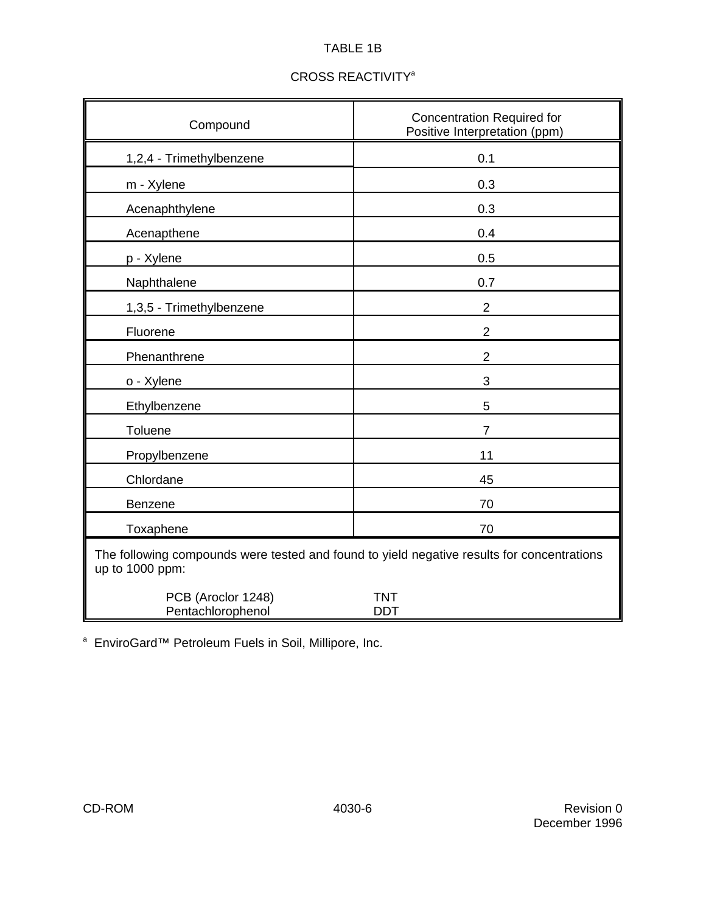TABLE 1B

CROSS REACTIVITY[a]

| Compound | Concentration Required for Positive Interpretation (ppm) |
|---|---|
| 1,2,4 - Trimethylbenzene | 0.1 |
| m - Xylene | 0.3 |
| Acenaphthylene | 0.3 |
| Acenapthene | 0.4 |
| p - Xylene | 0.5 |
| Naphthalene | 0.7 |
| 1,3,5 - Trimethylbenzene | 2 |
| Fluorene | 2 |
| Phenanthrene | 2 |
| o - Xylene | 3 |
| Ethylbenzene | 5 |
| Toluene | 7 |
| Propylbenzene | 11 |
| Chlordane | 45 |
| Benzene | 70 |
| Toxaphene | 70 |

The following compounds were tested and found to yield negative results for concentrations up to 1000 ppm:

| | |
|---|---|
| PCB (Aroclor 1248) | TNT |
| Pentachlorophenol | DDT |

[a] EnviroGard™ Petroleum Fuels in Soil, Millipore, Inc.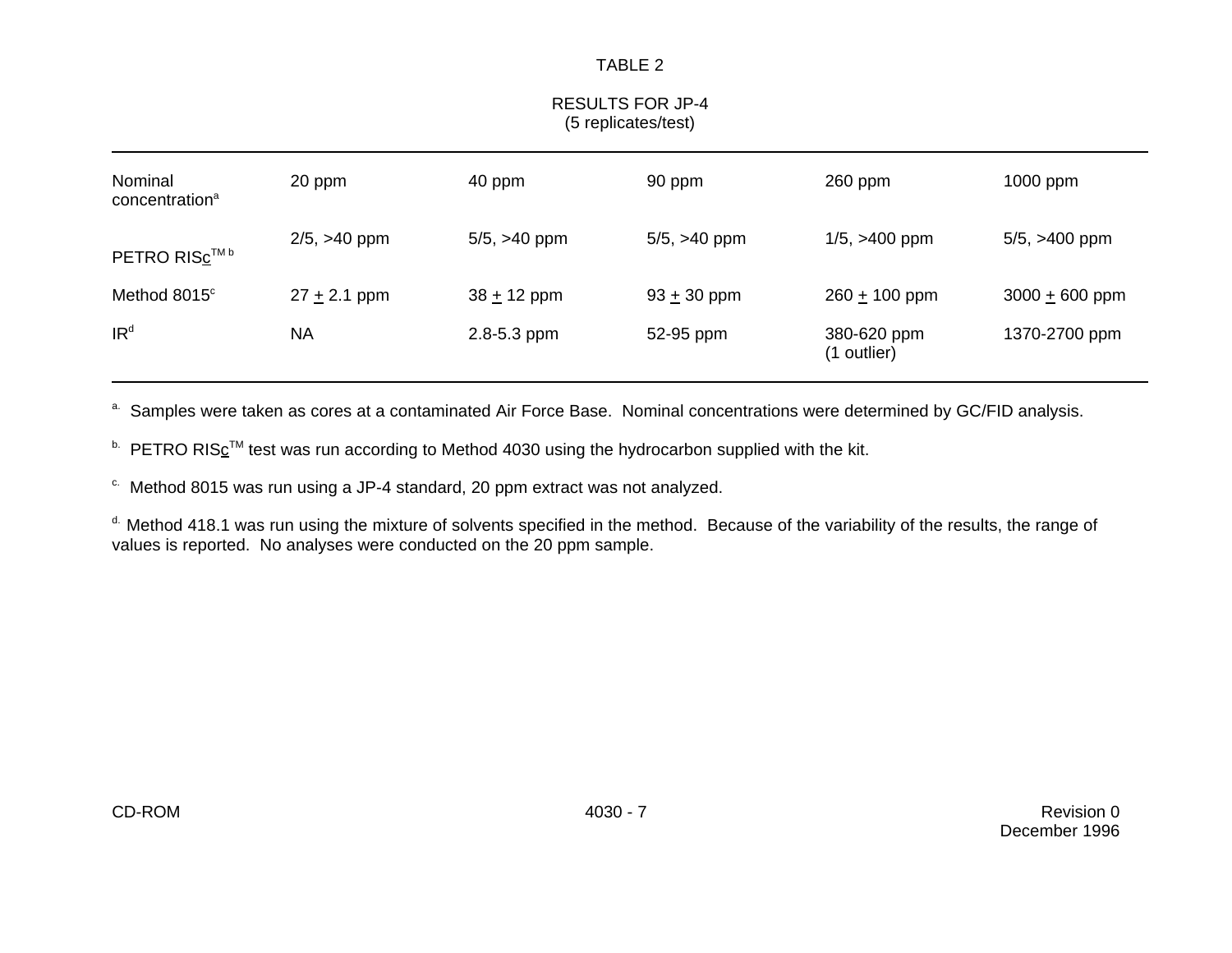TABLE 2

RESULTS FOR JP-4
(5 replicates/test)

| Nominal concentration[a] | 20 ppm | 40 ppm | 90 ppm | 260 ppm | 1000 ppm |
|---|---|---|---|---|---|
| PETRO RIS<u>c</u>™ [b] | 2/5, >40 ppm | 5/5, >40 ppm | 5/5, >40 ppm | 1/5, >400 ppm | 5/5, >400 ppm |
| Method 8015[c] | 27 $\pm$ 2.1 ppm | 38 $\pm$ 12 ppm | 93 $\pm$ 30 ppm | 260 $\pm$ 100 ppm | 3000 $\pm$ 600 ppm |
| IR[d] | NA | 2.8-5.3 ppm | 52-95 ppm | 380-620 ppm (1 outlier) | 1370-2700 ppm |

[a.] Samples were taken as cores at a contaminated Air Force Base. Nominal concentrations were determined by GC/FID analysis.

[b.] PETRO RIS<u>c</u>™ test was run according to Method 4030 using the hydrocarbon supplied with the kit.

[c.] Method 8015 was run using a JP-4 standard, 20 ppm extract was not analyzed.

[d.] Method 418.1 was run using the mixture of solvents specified in the method. Because of the variability of the results, the range of values is reported. No analyses were conducted on the 20 ppm sample.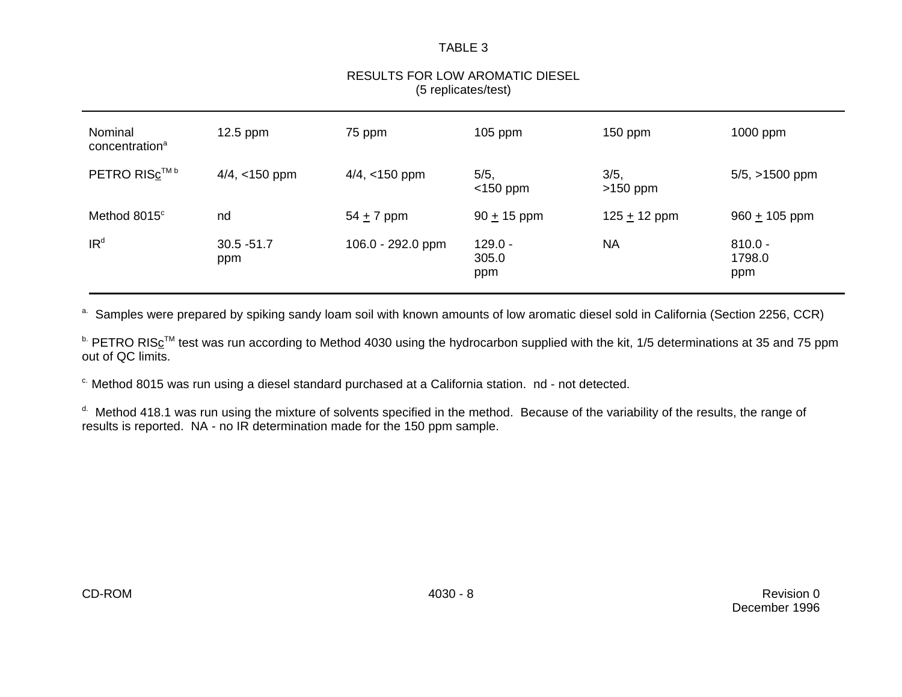TABLE 3

RESULTS FOR LOW AROMATIC DIESEL
(5 replicates/test)

| Nominal concentration[a] | 12.5 ppm | 75 ppm | 105 ppm | 150 ppm | 1000 ppm |
|---|---|---|---|---|---|
| PETRO RIS<u>c</u>™ [b] | 4/4, <150 ppm | 4/4, <150 ppm | 5/5, <150 ppm | 3/5, >150 ppm | 5/5, >1500 ppm |
| Method 8015[c] | nd | 54 $\pm$ 7 ppm | 90 $\pm$ 15 ppm | 125 $\pm$ 12 ppm | 960 $\pm$ 105 ppm |
| IR[d] | 30.5 -51.7 ppm | 106.0 - 292.0 ppm | 129.0 - 305.0 ppm | NA | 810.0 - 1798.0 ppm |

[a.] Samples were prepared by spiking sandy loam soil with known amounts of low aromatic diesel sold in California (Section 2256, CCR)

[b.] PETRO RIS<u>c</u>™ test was run according to Method 4030 using the hydrocarbon supplied with the kit, 1/5 determinations at 35 and 75 ppm out of QC limits.

[c.] Method 8015 was run using a diesel standard purchased at a California station. nd - not detected.

[d.] Method 418.1 was run using the mixture of solvents specified in the method. Because of the variability of the results, the range of results is reported. NA - no IR determination made for the 150 ppm sample.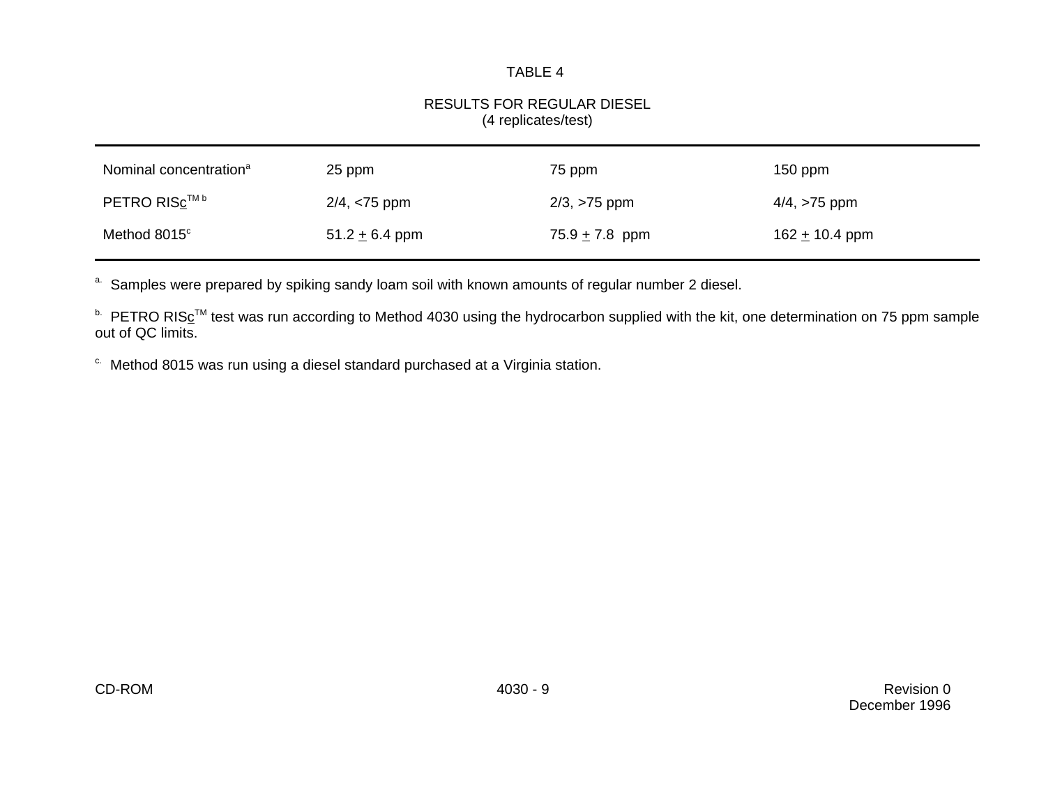TABLE 4

RESULTS FOR REGULAR DIESEL
(4 replicates/test)

| Nominal concentration[a] | 25 ppm | 75 ppm | 150 ppm |
|---|---|---|---|
| PETRO RISc™ [b] | 2/4, <75 ppm | 2/3, >75 ppm | 4/4, >75 ppm |
| Method 8015[c] | 51.2 ± 6.4 ppm | 75.9 ± 7.8 ppm | 162 ± 10.4 ppm |

[a.] Samples were prepared by spiking sandy loam soil with known amounts of regular number 2 diesel.

[b.] PETRO RISc™ test was run according to Method 4030 using the hydrocarbon supplied with the kit, one determination on 75 ppm sample out of QC limits.

[c.] Method 8015 was run using a diesel standard purchased at a Virginia station.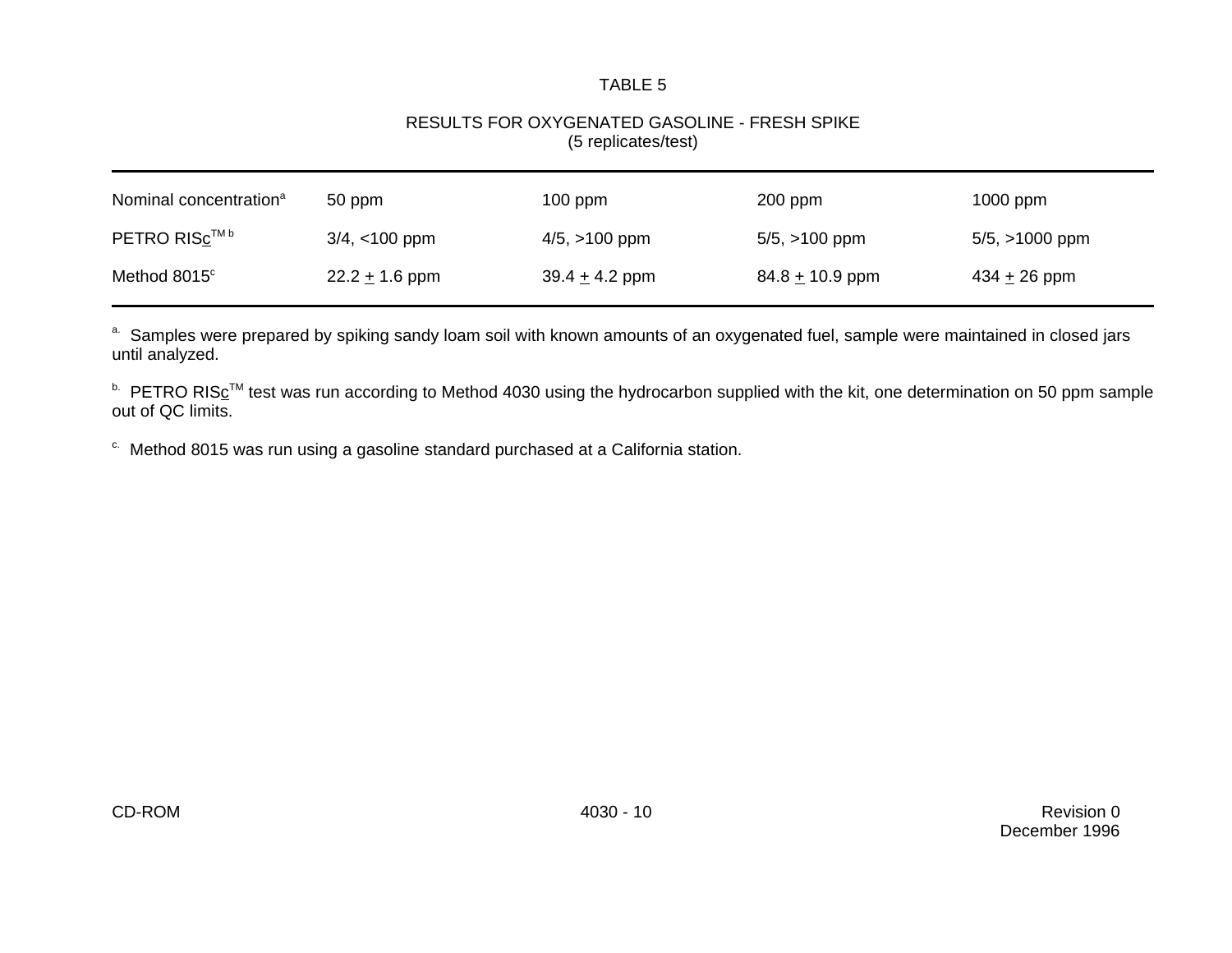TABLE 5

RESULTS FOR OXYGENATED GASOLINE - FRESH SPIKE
(5 replicates/test)

| Nominal concentration[a] | 50 ppm | 100 ppm | 200 ppm | 1000 ppm |
|---|---|---|---|---|
| PETRO RIS<u>c</u>™ [b] | 3/4, <100 ppm | 4/5, >100 ppm | 5/5, >100 ppm | 5/5, >1000 ppm |
| Method 8015[c] | 22.2 ± 1.6 ppm | 39.4 ± 4.2 ppm | 84.8 ± 10.9 ppm | 434 ± 26 ppm |

[a.] Samples were prepared by spiking sandy loam soil with known amounts of an oxygenated fuel, sample were maintained in closed jars until analyzed.

[b.] PETRO RIS<u>c</u>™ test was run according to Method 4030 using the hydrocarbon supplied with the kit, one determination on 50 ppm sample out of QC limits.

[c.] Method 8015 was run using a gasoline standard purchased at a California station.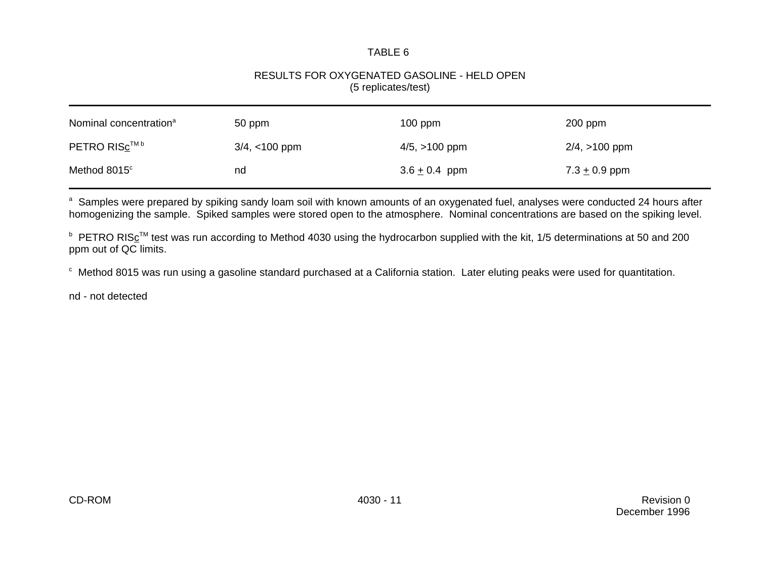TABLE 6

RESULTS FOR OXYGENATED GASOLINE - HELD OPEN
(5 replicates/test)

| Nominal concentration[a] | 50 ppm | 100 ppm | 200 ppm |
|---|---|---|---|
| PETRO RIS<u>c</u>™ [b] | 3/4, <100 ppm | 4/5, >100 ppm | 2/4, >100 ppm |
| Method 8015[c] | nd | 3.6 ± 0.4 ppm | 7.3 ± 0.9 ppm |

[a] Samples were prepared by spiking sandy loam soil with known amounts of an oxygenated fuel, analyses were conducted 24 hours after homogenizing the sample. Spiked samples were stored open to the atmosphere. Nominal concentrations are based on the spiking level.

[b] PETRO RIS<u>c</u>™ test was run according to Method 4030 using the hydrocarbon supplied with the kit, 1/5 determinations at 50 and 200 ppm out of QC limits.

[c] Method 8015 was run using a gasoline standard purchased at a California station. Later eluting peaks were used for quantitation.

nd - not detected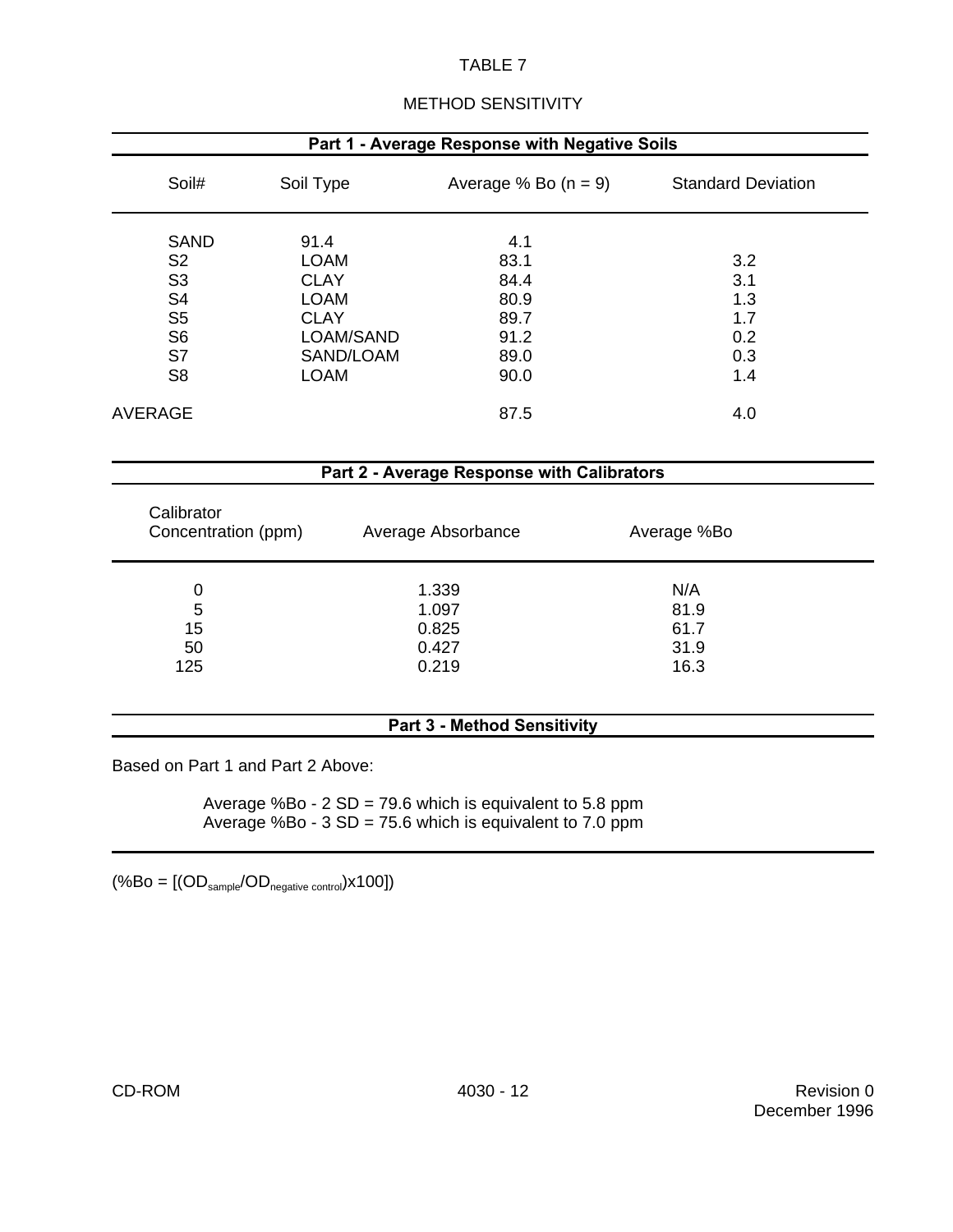TABLE 7

METHOD SENSITIVITY

**Part 1 - Average Response with Negative Soils**

| Soil# | Soil Type | Average % Bo (n = 9) | Standard Deviation |
|---|---|---|---|
| SAND | 91.4 | 4.1 | |
| S2 | LOAM | 83.1 | 3.2 |
| S3 | CLAY | 84.4 | 3.1 |
| S4 | LOAM | 80.9 | 1.3 |
| S5 | CLAY | 89.7 | 1.7 |
| S6 | LOAM/SAND | 91.2 | 0.2 |
| S7 | SAND/LOAM | 89.0 | 0.3 |
| S8 | LOAM | 90.0 | 1.4 |
| AVERAGE | | 87.5 | 4.0 |

**Part 2 - Average Response with Calibrators**

| Calibrator Concentration (ppm) | Average Absorbance | Average %Bo |
|---|---|---|
| 0 | 1.339 | N/A |
| 5 | 1.097 | 81.9 |
| 15 | 0.825 | 61.7 |
| 50 | 0.427 | 31.9 |
| 125 | 0.219 | 16.3 |

**Part 3 - Method Sensitivity**

Based on Part 1 and Part 2 Above:

Average %Bo - 2 SD = 79.6 which is equivalent to 5.8 ppm
Average %Bo - 3 SD = 75.6 which is equivalent to 7.0 ppm

(%Bo = $[(OD_{sample}/OD_{negative\ control})x100]$)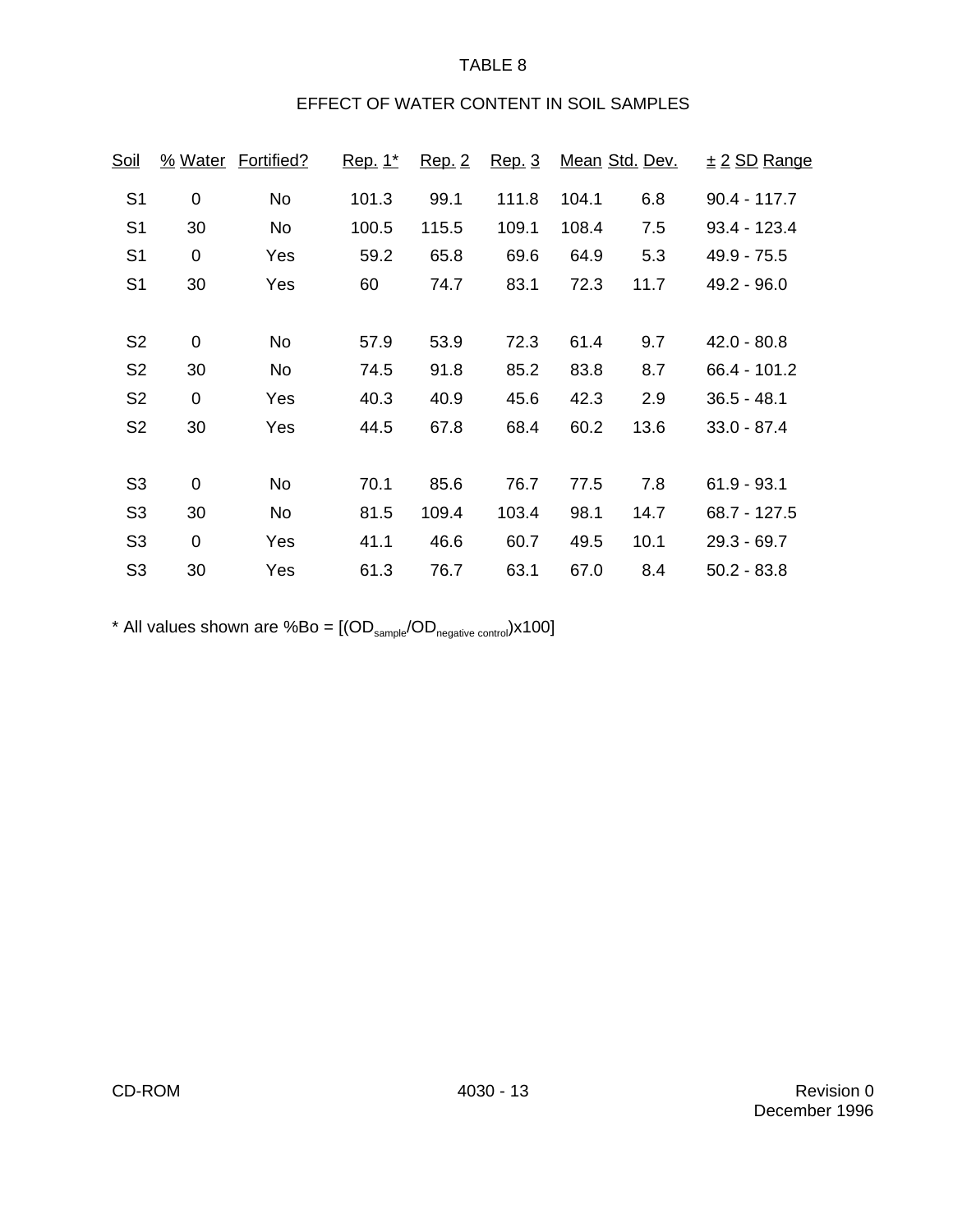TABLE 8

EFFECT OF WATER CONTENT IN SOIL SAMPLES

| Soil | % Water | Fortified? | Rep. 1* | Rep. 2 | Rep. 3 | Mean | Std. Dev. | ± 2 SD Range |
|---|---|---|---|---|---|---|---|---|
| S1 | 0 | No | 101.3 | 99.1 | 111.8 | 104.1 | 6.8 | 90.4 - 117.7 |
| S1 | 30 | No | 100.5 | 115.5 | 109.1 | 108.4 | 7.5 | 93.4 - 123.4 |
| S1 | 0 | Yes | 59.2 | 65.8 | 69.6 | 64.9 | 5.3 | 49.9 - 75.5 |
| S1 | 30 | Yes | 60 | 74.7 | 83.1 | 72.3 | 11.7 | 49.2 - 96.0 |
| S2 | 0 | No | 57.9 | 53.9 | 72.3 | 61.4 | 9.7 | 42.0 - 80.8 |
| S2 | 30 | No | 74.5 | 91.8 | 85.2 | 83.8 | 8.7 | 66.4 - 101.2 |
| S2 | 0 | Yes | 40.3 | 40.9 | 45.6 | 42.3 | 2.9 | 36.5 - 48.1 |
| S2 | 30 | Yes | 44.5 | 67.8 | 68.4 | 60.2 | 13.6 | 33.0 - 87.4 |
| S3 | 0 | No | 70.1 | 85.6 | 76.7 | 77.5 | 7.8 | 61.9 - 93.1 |
| S3 | 30 | No | 81.5 | 109.4 | 103.4 | 98.1 | 14.7 | 68.7 - 127.5 |
| S3 | 0 | Yes | 41.1 | 46.6 | 60.7 | 49.5 | 10.1 | 29.3 - 69.7 |
| S3 | 30 | Yes | 61.3 | 76.7 | 63.1 | 67.0 | 8.4 | 50.2 - 83.8 |

* All values shown are $\%Bo = [(OD_{sample}/OD_{negative\ control})x100]$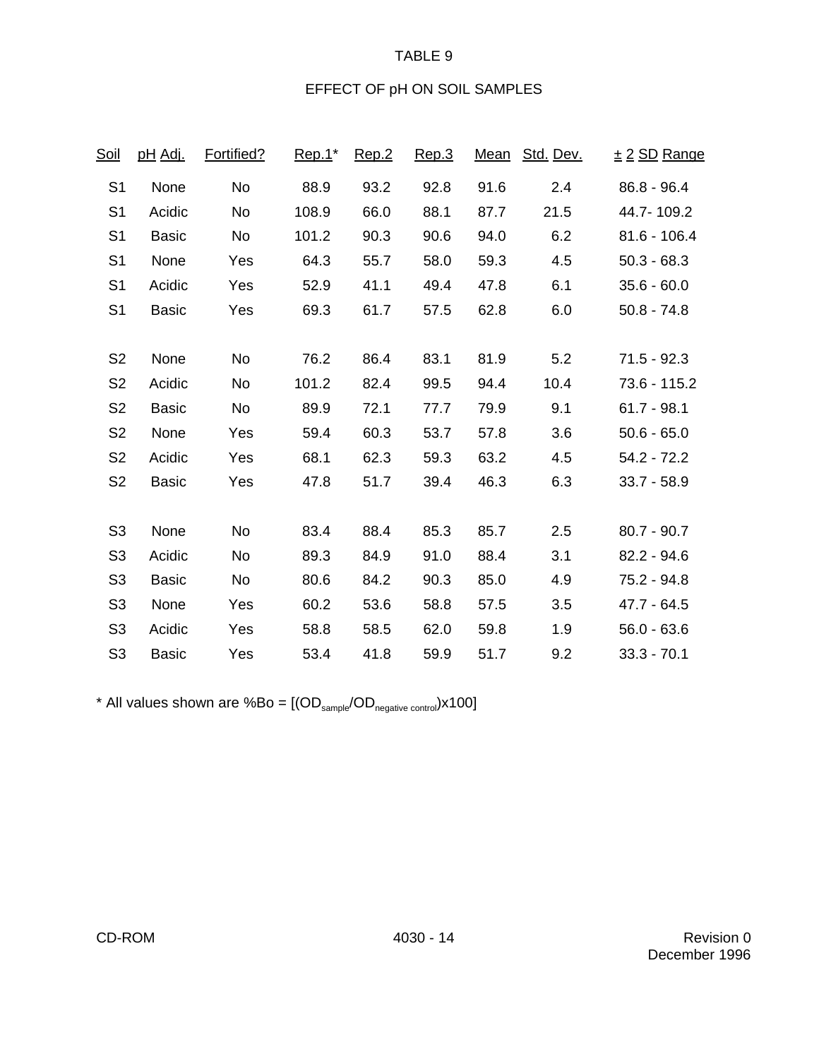TABLE 9

EFFECT OF pH ON SOIL SAMPLES

| Soil | pH Adj. | Fortified? | Rep.1* | Rep.2 | Rep.3 | Mean | Std. Dev. | ± 2 SD Range |
|---|---|---|---|---|---|---|---|---|
| S1 | None | No | 88.9 | 93.2 | 92.8 | 91.6 | 2.4 | 86.8 - 96.4 |
| S1 | Acidic | No | 108.9 | 66.0 | 88.1 | 87.7 | 21.5 | 44.7- 109.2 |
| S1 | Basic | No | 101.2 | 90.3 | 90.6 | 94.0 | 6.2 | 81.6 - 106.4 |
| S1 | None | Yes | 64.3 | 55.7 | 58.0 | 59.3 | 4.5 | 50.3 - 68.3 |
| S1 | Acidic | Yes | 52.9 | 41.1 | 49.4 | 47.8 | 6.1 | 35.6 - 60.0 |
| S1 | Basic | Yes | 69.3 | 61.7 | 57.5 | 62.8 | 6.0 | 50.8 - 74.8 |
| S2 | None | No | 76.2 | 86.4 | 83.1 | 81.9 | 5.2 | 71.5 - 92.3 |
| S2 | Acidic | No | 101.2 | 82.4 | 99.5 | 94.4 | 10.4 | 73.6 - 115.2 |
| S2 | Basic | No | 89.9 | 72.1 | 77.7 | 79.9 | 9.1 | 61.7 - 98.1 |
| S2 | None | Yes | 59.4 | 60.3 | 53.7 | 57.8 | 3.6 | 50.6 - 65.0 |
| S2 | Acidic | Yes | 68.1 | 62.3 | 59.3 | 63.2 | 4.5 | 54.2 - 72.2 |
| S2 | Basic | Yes | 47.8 | 51.7 | 39.4 | 46.3 | 6.3 | 33.7 - 58.9 |
| S3 | None | No | 83.4 | 88.4 | 85.3 | 85.7 | 2.5 | 80.7 - 90.7 |
| S3 | Acidic | No | 89.3 | 84.9 | 91.0 | 88.4 | 3.1 | 82.2 - 94.6 |
| S3 | Basic | No | 80.6 | 84.2 | 90.3 | 85.0 | 4.9 | 75.2 - 94.8 |
| S3 | None | Yes | 60.2 | 53.6 | 58.8 | 57.5 | 3.5 | 47.7 - 64.5 |
| S3 | Acidic | Yes | 58.8 | 58.5 | 62.0 | 59.8 | 1.9 | 56.0 - 63.6 |
| S3 | Basic | Yes | 53.4 | 41.8 | 59.9 | 51.7 | 9.2 | 33.3 - 70.1 |

* All values shown are %Bo = [$(OD_{sample}/OD_{negative\ control})$x100]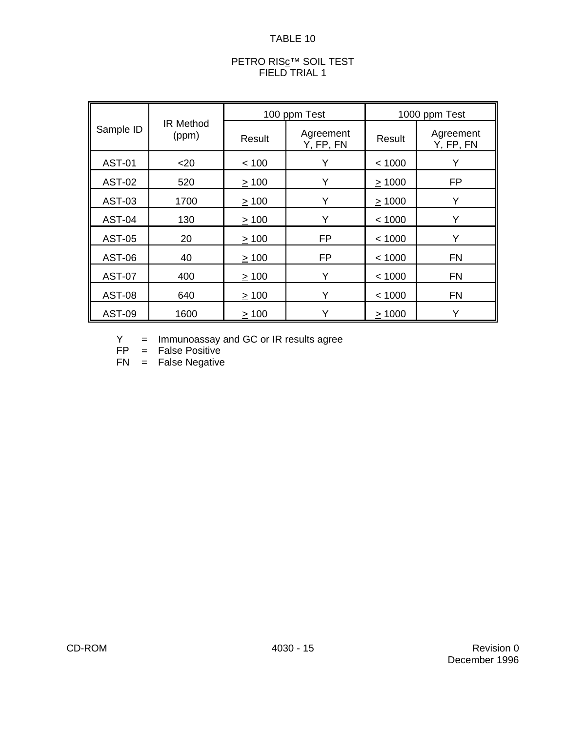TABLE 10

PETRO RISc™ SOIL TEST
FIELD TRIAL 1

| Sample ID | IR Method (ppm) | 100 ppm Test | | 1000 ppm Test | |
|---|---|---|---|---|---|
| | | Result | Agreement Y, FP, FN | Result | Agreement Y, FP, FN |
| AST-01 | <20 | < 100 | Y | < 1000 | Y |
| AST-02 | 520 | ≥ 100 | Y | ≥ 1000 | FP |
| AST-03 | 1700 | ≥ 100 | Y | ≥ 1000 | Y |
| AST-04 | 130 | ≥ 100 | Y | < 1000 | Y |
| AST-05 | 20 | ≥ 100 | FP | < 1000 | Y |
| AST-06 | 40 | ≥ 100 | FP | < 1000 | FN |
| AST-07 | 400 | ≥ 100 | Y | < 1000 | FN |
| AST-08 | 640 | ≥ 100 | Y | < 1000 | FN |
| AST-09 | 1600 | ≥ 100 | Y | ≥ 1000 | Y |

Y = Immunoassay and GC or IR results agree
FP = False Positive
FN = False Negative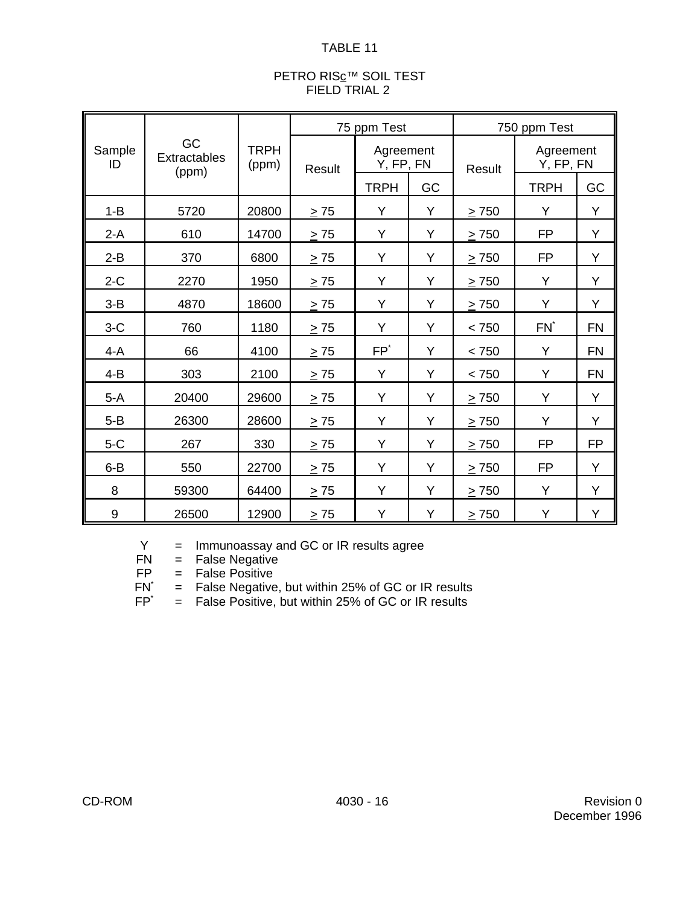TABLE 11

PETRO RIS<u>c</u>™ SOIL TEST
FIELD TRIAL 2

| Sample ID | GC Extractables (ppm) | TRPH (ppm) | 75 ppm Test | | | 750 ppm Test | | |
|---|---|---|---|---|---|---|---|---|
| | | | Result | Agreement Y, FP, FN | | Result | Agreement Y, FP, FN | |
| | | | | TRPH | GC | | TRPH | GC |
| 1-B | 5720 | 20800 | ≥ 75 | Y | Y | ≥ 750 | Y | Y |
| 2-A | 610 | 14700 | ≥ 75 | Y | Y | ≥ 750 | FP | Y |
| 2-B | 370 | 6800 | ≥ 75 | Y | Y | ≥ 750 | FP | Y |
| 2-C | 2270 | 1950 | ≥ 75 | Y | Y | ≥ 750 | Y | Y |
| 3-B | 4870 | 18600 | ≥ 75 | Y | Y | ≥ 750 | Y | Y |
| 3-C | 760 | 1180 | ≥ 75 | Y | Y | < 750 | FN* | FN |
| 4-A | 66 | 4100 | ≥ 75 | FP* | Y | < 750 | Y | FN |
| 4-B | 303 | 2100 | ≥ 75 | Y | Y | < 750 | Y | FN |
| 5-A | 20400 | 29600 | ≥ 75 | Y | Y | ≥ 750 | Y | Y |
| 5-B | 26300 | 28600 | ≥ 75 | Y | Y | ≥ 750 | Y | Y |
| 5-C | 267 | 330 | ≥ 75 | Y | Y | ≥ 750 | FP | FP |
| 6-B | 550 | 22700 | ≥ 75 | Y | Y | ≥ 750 | FP | Y |
| 8 | 59300 | 64400 | ≥ 75 | Y | Y | ≥ 750 | Y | Y |
| 9 | 26500 | 12900 | ≥ 75 | Y | Y | ≥ 750 | Y | Y |

Y = Immunoassay and GC or IR results agree
FN = False Negative
FP = False Positive
FN* = False Negative, but within 25% of GC or IR results
FP* = False Positive, but within 25% of GC or IR results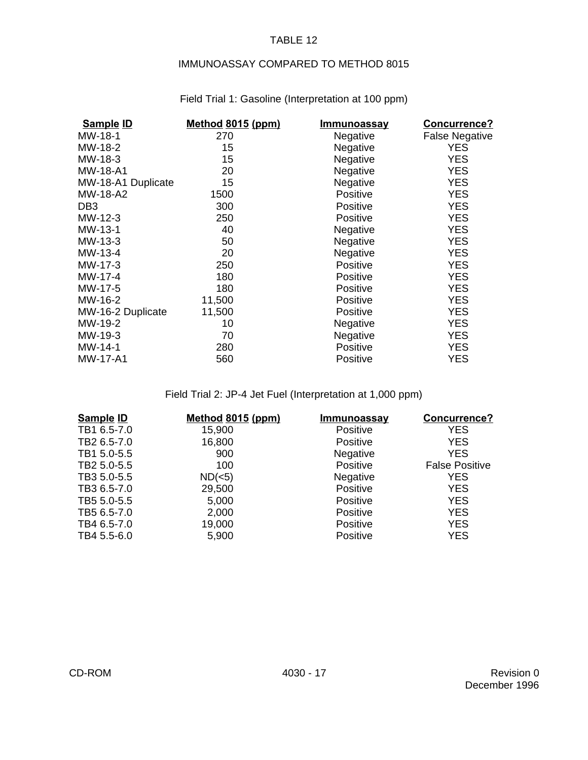TABLE 12

IMMUNOASSAY COMPARED TO METHOD 8015

Field Trial 1: Gasoline (Interpretation at 100 ppm)

| Sample ID | Method 8015 (ppm) | Immunoassay | Concurrence? |
|---|---|---|---|
| MW-18-1 | 270 | Negative | False Negative |
| MW-18-2 | 15 | Negative | YES |
| MW-18-3 | 15 | Negative | YES |
| MW-18-A1 | 20 | Negative | YES |
| MW-18-A1 Duplicate | 15 | Negative | YES |
| MW-18-A2 | 1500 | Positive | YES |
| DB3 | 300 | Positive | YES |
| MW-12-3 | 250 | Positive | YES |
| MW-13-1 | 40 | Negative | YES |
| MW-13-3 | 50 | Negative | YES |
| MW-13-4 | 20 | Negative | YES |
| MW-17-3 | 250 | Positive | YES |
| MW-17-4 | 180 | Positive | YES |
| MW-17-5 | 180 | Positive | YES |
| MW-16-2 | 11,500 | Positive | YES |
| MW-16-2 Duplicate | 11,500 | Positive | YES |
| MW-19-2 | 10 | Negative | YES |
| MW-19-3 | 70 | Negative | YES |
| MW-14-1 | 280 | Positive | YES |
| MW-17-A1 | 560 | Positive | YES |

Field Trial 2: JP-4 Jet Fuel (Interpretation at 1,000 ppm)

| Sample ID | Method 8015 (ppm) | Immunoassay | Concurrence? |
|---|---|---|---|
| TB1 6.5-7.0 | 15,900 | Positive | YES |
| TB2 6.5-7.0 | 16,800 | Positive | YES |
| TB1 5.0-5.5 | 900 | Negative | YES |
| TB2 5.0-5.5 | 100 | Positive | False Positive |
| TB3 5.0-5.5 | ND(<5) | Negative | YES |
| TB3 6.5-7.0 | 29,500 | Positive | YES |
| TB5 5.0-5.5 | 5,000 | Positive | YES |
| TB5 6.5-7.0 | 2,000 | Positive | YES |
| TB4 6.5-7.0 | 19,000 | Positive | YES |
| TB4 5.5-6.0 | 5,900 | Positive | YES |